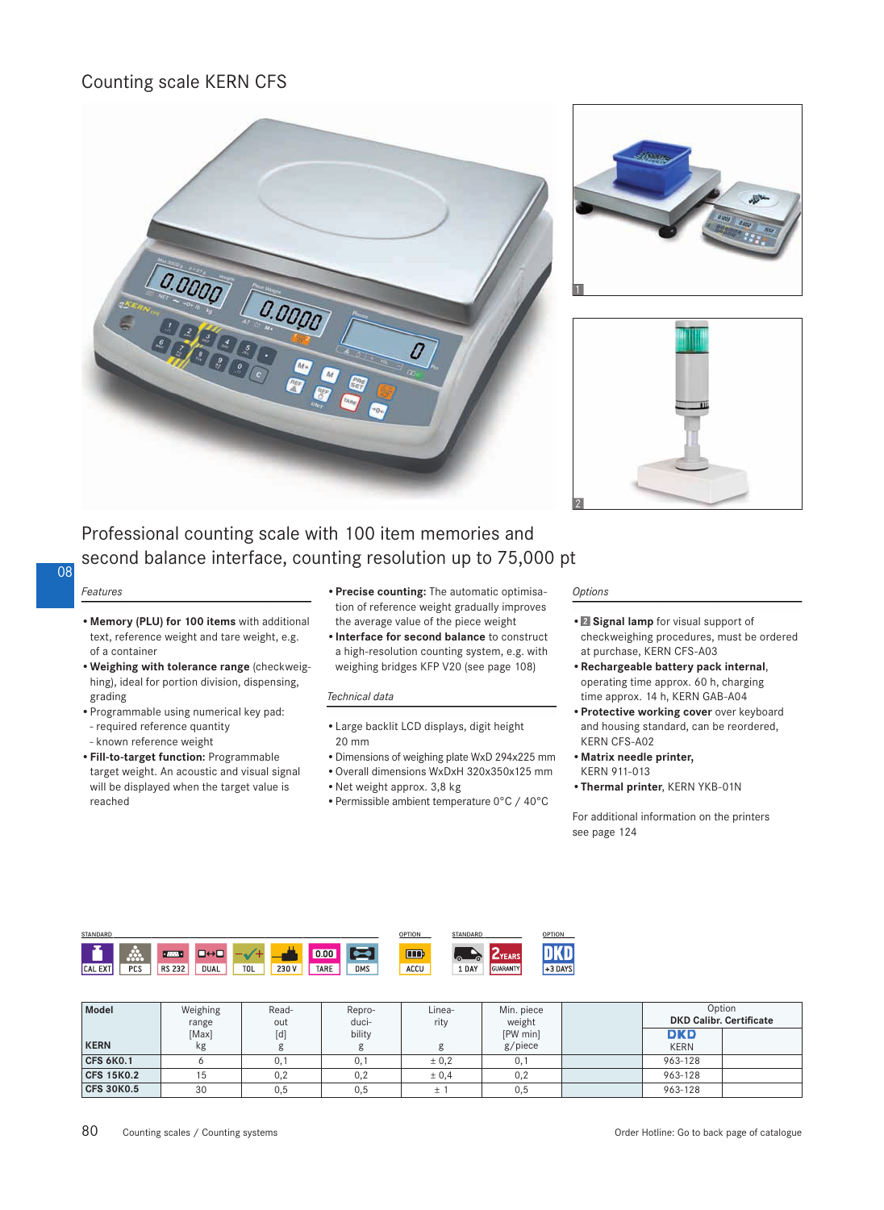# Counting scale KERN CFS

## Professional counting scale with 100 item memories and second balance interface, counting resolution up to 75,000 pt

### *Features*

- **Memory (PLU) for 100 items** with additional text, reference weight and tare weight, e.g. of a container
- **Weighing with tolerance range** (checkweighing), ideal for portion division, dispensing, grading
- Programmable using numerical key pad:
  - required reference quantity
  - known reference weight
- **Fill-to-target function:** Programmable target weight. An acoustic and visual signal will be displayed when the target value is reached
- **Precise counting:** The automatic optimisation of reference weight gradually improves the average value of the piece weight
- **Interface for second balance** to construct a high-resolution counting system, e.g. with weighing bridges KFP V20 (see page 108)

### *Technical data*

- Large backlit LCD displays, digit height 20 mm
- Dimensions of weighing plate WxD 294x225 mm
- Overall dimensions WxDxH 320x350x125 mm
- Net weight approx. 3,8 kg
- Permissible ambient temperature 0°C / 40°C

### *Options*

- 2 **Signal lamp** for visual support of checkweighing procedures, must be ordered at purchase, KERN CFS-A03
- **Rechargeable battery pack internal**, operating time approx. 60 h, charging time approx. 14 h, KERN GAB-A04
- **Protective working cover** over keyboard and housing standard, can be reordered, KERN CFS-A02
- **Matrix needle printer,** KERN 911-013
- **Thermal printer**, KERN YKB-01N

For additional information on the printers see page 124

STANDARD: CAL EXT, PCS, RS 232, DUAL, TOL, 230 V, TARE, DMS — OPTION: ACCU — STANDARD: 1 DAY, 2 YEARS GUARANTY — OPTION: DKD +3 DAYS

| Model KERN | Weighing range [Max] kg | Readout [d] g | Reproducibility g | Linearity g | Min. piece weight [PW min] g/piece | | Option DKD Calibr. Certificate DKD KERN | |
|---|---|---|---|---|---|---|---|---|
| CFS 6K0.1 | 6 | 0,1 | 0,1 | ± 0,2 | 0,1 | | 963-128 | |
| CFS 15K0.2 | 15 | 0,2 | 0,2 | ± 0,4 | 0,2 | | 963-128 | |
| CFS 30K0.5 | 30 | 0,5 | 0,5 | ± 1 | 0,5 | | 963-128 | |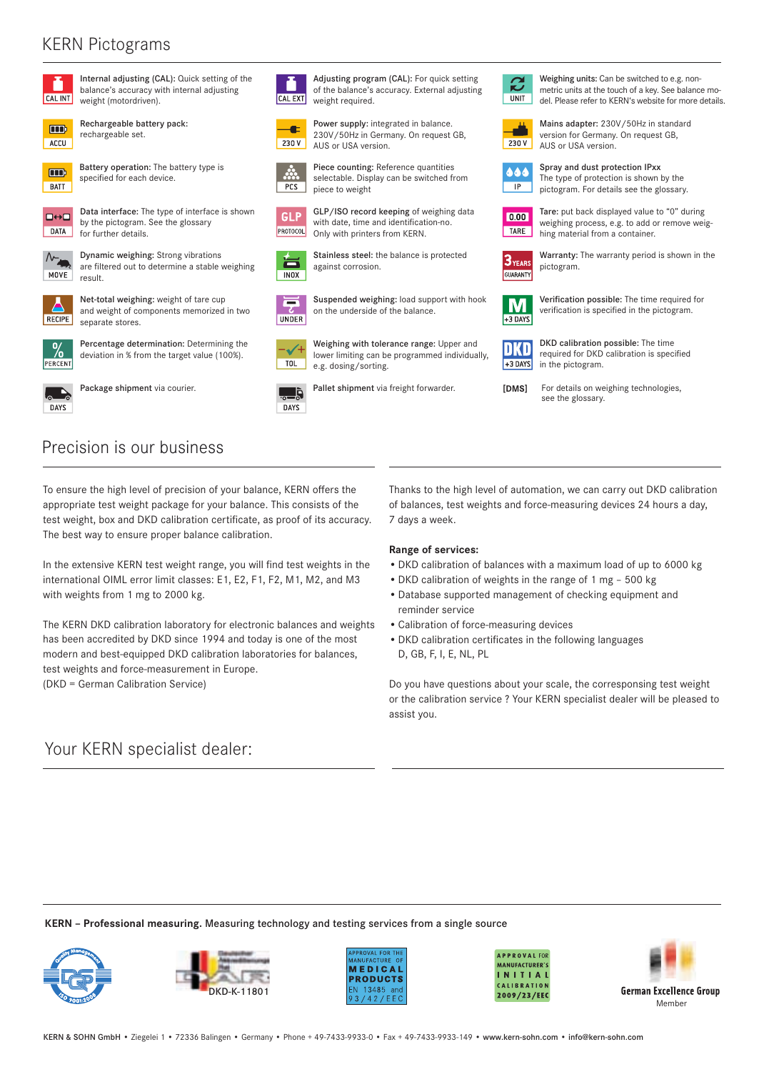# KERN Pictograms

CAL INT — **Internal adjusting (CAL):** Quick setting of the balance's accuracy with internal adjusting weight (motordriven).

CAL EXT — **Adjusting program (CAL):** For quick setting of the balance's accuracy. External adjusting weight required.

UNIT — **Weighing units:** Can be switched to e.g. non-metric units at the touch of a key. See balance model. Please refer to KERN's website for more details.

ACCU — **Rechargeable battery pack:** rechargeable set.

230 V — **Power supply:** integrated in balance. 230V/50Hz in Germany. On request GB, AUS or USA version.

230 V — **Mains adapter:** 230V/50Hz in standard version for Germany. On request GB, AUS or USA version.

BATT — **Battery operation:** The battery type is specified for each device.

PCS — **Piece counting:** Reference quantities selectable. Display can be switched from piece to weight

IP — **Spray and dust protection IPxx** The type of protection is shown by the pictogram. For details see the glossary.

DATA — **Data interface:** The type of interface is shown by the pictogram. See the glossary for further details.

GLP PROTOCOL — **GLP/ISO record keeping** of weighing data with date, time and identification-no. Only with printers from KERN.

0.00 TARE — **Tare:** put back displayed value to "0" during weighing process, e.g. to add or remove weighing material from a container.

MOVE — **Dynamic weighing:** Strong vibrations are filtered out to determine a stable weighing result.

INOX — **Stainless steel:** the balance is protected against corrosion.

3 YEARS GUARANTY — **Warranty:** The warranty period is shown in the pictogram.

RECIPE — **Net-total weighing:** weight of tare cup and weight of components memorized in two separate stores.

UNDER — **Suspended weighing:** load support with hook on the underside of the balance.

M +3 DAYS — **Verification possible:** The time required for verification is specified in the pictogram.

PERCENT — **Percentage determination:** Determining the deviation in % from the target value (100%).

TOL — **Weighing with tolerance range:** Upper and lower limiting can be programmed individually, e.g. dosing/sorting.

DKD +3 DAYS — **DKD calibration possible:** The time required for DKD calibration is specified in the pictogram.

DAYS — **Package shipment** via courier.

DAYS — **Pallet shipment** via freight forwarder.

**[DMS]** For details on weighing technologies, see the glossary.

# Precision is our business

To ensure the high level of precision of your balance, KERN offers the appropriate test weight package for your balance. This consists of the test weight, box and DKD calibration certificate, as proof of its accuracy. The best way to ensure proper balance calibration.

In the extensive KERN test weight range, you will find test weights in the international OIML error limit classes: E1, E2, F1, F2, M1, M2, and M3 with weights from 1 mg to 2000 kg.

The KERN DKD calibration laboratory for electronic balances and weights has been accredited by DKD since 1994 and today is one of the most modern and best-equipped DKD calibration laboratories for balances, test weights and force-measurement in Europe.
(DKD = German Calibration Service)

Thanks to the high level of automation, we can carry out DKD calibration of balances, test weights and force-measuring devices 24 hours a day, 7 days a week.

**Range of services:**

- DKD calibration of balances with a maximum load of up to 6000 kg
- DKD calibration of weights in the range of 1 mg – 500 kg
- Database supported management of checking equipment and reminder service
- Calibration of force-measuring devices
- DKD calibration certificates in the following languages D, GB, F, I, E, NL, PL

Do you have questions about your scale, the corresponding test weight or the calibration service ? Your KERN specialist dealer will be pleased to assist you.

# Your KERN specialist dealer:

**KERN – Professional measuring.** Measuring technology and testing services from a single source

Quality Management DQS ISO 9001:2008

DKD-K-11801

APPROVAL FOR THE MANUFACTURE OF MEDICAL PRODUCTS EN 13485 and 93/42/EEC

APPROVAL FOR MANUFACTURER'S INITIAL CALIBRATION 2009/23/EEC

German Excellence Group Member

KERN & SOHN GmbH • Ziegelei 1 • 72336 Balingen • Germany • Phone + 49-7433-9933-0 • Fax + 49-7433-9933-149 • www.kern-sohn.com • info@kern-sohn.com